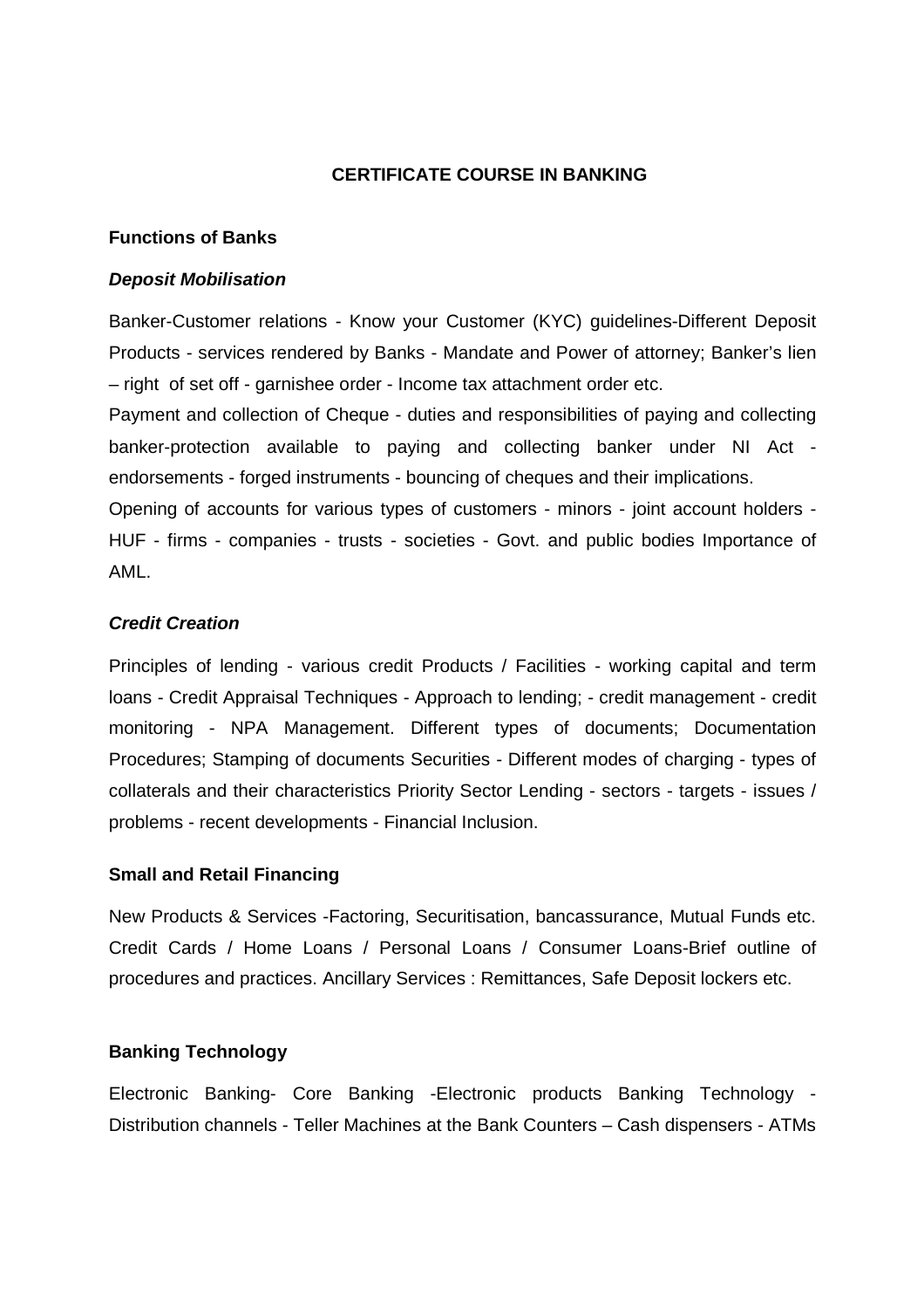# CERTIFICATE COURSE IN BANKING

## Functions of Banks

### *Deposit Mobilisation*

Banker-Customer relations - Know your Customer (KYC) guidelines-Different Deposit Products - services rendered by Banks - Mandate and Power of attorney; Banker's lien – right of set off - garnishee order - Income tax attachment order etc.

Payment and collection of Cheque - duties and responsibilities of paying and collecting banker-protection available to paying and collecting banker under NI Act - endorsements - forged instruments - bouncing of cheques and their implications.

Opening of accounts for various types of customers - minors - joint account holders - HUF - firms - companies - trusts - societies - Govt. and public bodies Importance of AML.

### *Credit Creation*

Principles of lending - various credit Products / Facilities - working capital and term loans - Credit Appraisal Techniques - Approach to lending; - credit management - credit monitoring - NPA Management. Different types of documents; Documentation Procedures; Stamping of documents Securities - Different modes of charging - types of collaterals and their characteristics Priority Sector Lending - sectors - targets - issues / problems - recent developments - Financial Inclusion.

## Small and Retail Financing

New Products & Services -Factoring, Securitisation, bancassurance, Mutual Funds etc. Credit Cards / Home Loans / Personal Loans / Consumer Loans-Brief outline of procedures and practices. Ancillary Services : Remittances, Safe Deposit lockers etc.

## Banking Technology

Electronic Banking- Core Banking -Electronic products Banking Technology - Distribution channels - Teller Machines at the Bank Counters – Cash dispensers - ATMs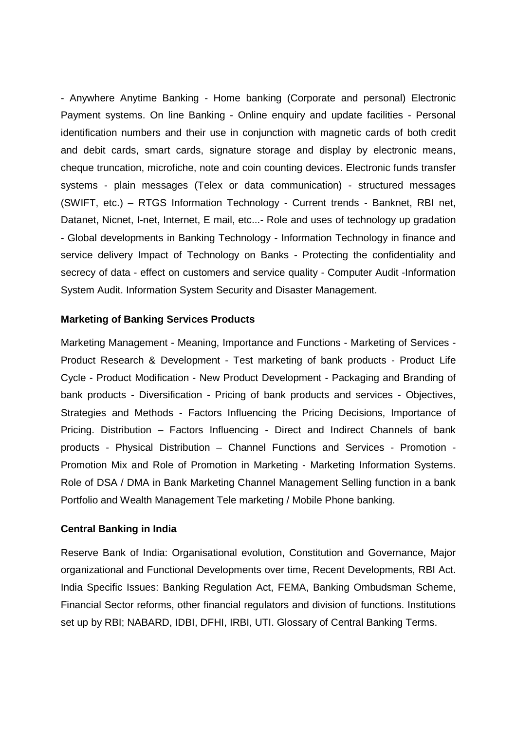- Anywhere Anytime Banking - Home banking (Corporate and personal) Electronic Payment systems. On line Banking - Online enquiry and update facilities - Personal identification numbers and their use in conjunction with magnetic cards of both credit and debit cards, smart cards, signature storage and display by electronic means, cheque truncation, microfiche, note and coin counting devices. Electronic funds transfer systems - plain messages (Telex or data communication) - structured messages (SWIFT, etc.) – RTGS Information Technology - Current trends - Banknet, RBI net, Datanet, Nicnet, I-net, Internet, E mail, etc...- Role and uses of technology up gradation - Global developments in Banking Technology - Information Technology in finance and service delivery Impact of Technology on Banks - Protecting the confidentiality and secrecy of data - effect on customers and service quality - Computer Audit -Information System Audit. Information System Security and Disaster Management.

**Marketing of Banking Services Products**

Marketing Management - Meaning, Importance and Functions - Marketing of Services - Product Research & Development - Test marketing of bank products - Product Life Cycle - Product Modification - New Product Development - Packaging and Branding of bank products - Diversification - Pricing of bank products and services - Objectives, Strategies and Methods - Factors Influencing the Pricing Decisions, Importance of Pricing. Distribution – Factors Influencing - Direct and Indirect Channels of bank products - Physical Distribution – Channel Functions and Services - Promotion - Promotion Mix and Role of Promotion in Marketing - Marketing Information Systems. Role of DSA / DMA in Bank Marketing Channel Management Selling function in a bank Portfolio and Wealth Management Tele marketing / Mobile Phone banking.

**Central Banking in India**

Reserve Bank of India: Organisational evolution, Constitution and Governance, Major organizational and Functional Developments over time, Recent Developments, RBI Act. India Specific Issues: Banking Regulation Act, FEMA, Banking Ombudsman Scheme, Financial Sector reforms, other financial regulators and division of functions. Institutions set up by RBI; NABARD, IDBI, DFHI, IRBI, UTI. Glossary of Central Banking Terms.